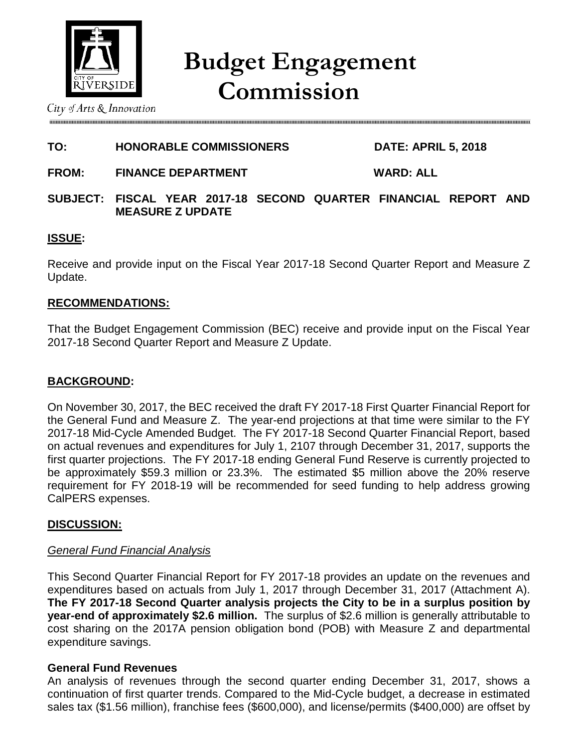# Budget Engagement Commission

City of Arts & Innovation

**TO: HONORABLE COMMISSIONERS** **DATE: APRIL 5, 2018**

**FROM: FINANCE DEPARTMENT** **WARD: ALL**

**SUBJECT: FISCAL YEAR 2017-18 SECOND QUARTER FINANCIAL REPORT AND MEASURE Z UPDATE**

## ISSUE:

Receive and provide input on the Fiscal Year 2017-18 Second Quarter Report and Measure Z Update.

## RECOMMENDATIONS:

That the Budget Engagement Commission (BEC) receive and provide input on the Fiscal Year 2017-18 Second Quarter Report and Measure Z Update.

## BACKGROUND:

On November 30, 2017, the BEC received the draft FY 2017-18 First Quarter Financial Report for the General Fund and Measure Z. The year-end projections at that time were similar to the FY 2017-18 Mid-Cycle Amended Budget. The FY 2017-18 Second Quarter Financial Report, based on actual revenues and expenditures for July 1, 2107 through December 31, 2017, supports the first quarter projections. The FY 2017-18 ending General Fund Reserve is currently projected to be approximately $59.3 million or 23.3%. The estimated $5 million above the 20% reserve requirement for FY 2018-19 will be recommended for seed funding to help address growing CalPERS expenses.

## DISCUSSION:

### *General Fund Financial Analysis*

This Second Quarter Financial Report for FY 2017-18 provides an update on the revenues and expenditures based on actuals from July 1, 2017 through December 31, 2017 (Attachment A). **The FY 2017-18 Second Quarter analysis projects the City to be in a surplus position by year-end of approximately $2.6 million.** The surplus of $2.6 million is generally attributable to cost sharing on the 2017A pension obligation bond (POB) with Measure Z and departmental expenditure savings.

**General Fund Revenues**

An analysis of revenues through the second quarter ending December 31, 2017, shows a continuation of first quarter trends. Compared to the Mid-Cycle budget, a decrease in estimated sales tax ($1.56 million), franchise fees ($600,000), and license/permits ($400,000) are offset by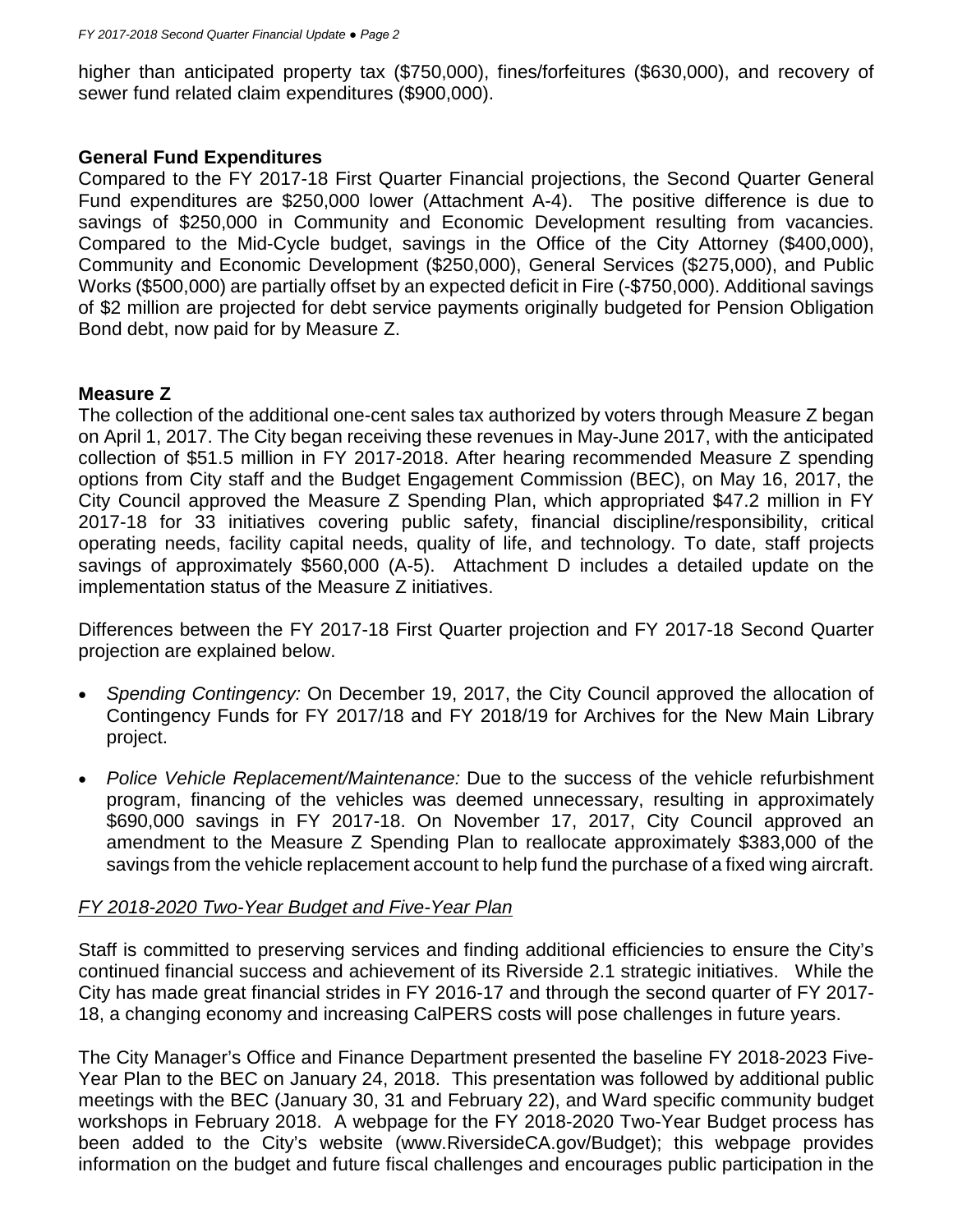higher than anticipated property tax ($750,000), fines/forfeitures ($630,000), and recovery of sewer fund related claim expenditures ($900,000).

**General Fund Expenditures**

Compared to the FY 2017-18 First Quarter Financial projections, the Second Quarter General Fund expenditures are $250,000 lower (Attachment A-4). The positive difference is due to savings of $250,000 in Community and Economic Development resulting from vacancies. Compared to the Mid-Cycle budget, savings in the Office of the City Attorney ($400,000), Community and Economic Development ($250,000), General Services ($275,000), and Public Works ($500,000) are partially offset by an expected deficit in Fire (-$750,000). Additional savings of $2 million are projected for debt service payments originally budgeted for Pension Obligation Bond debt, now paid for by Measure Z.

**Measure Z**

The collection of the additional one-cent sales tax authorized by voters through Measure Z began on April 1, 2017. The City began receiving these revenues in May-June 2017, with the anticipated collection of $51.5 million in FY 2017-2018. After hearing recommended Measure Z spending options from City staff and the Budget Engagement Commission (BEC), on May 16, 2017, the City Council approved the Measure Z Spending Plan, which appropriated $47.2 million in FY 2017-18 for 33 initiatives covering public safety, financial discipline/responsibility, critical operating needs, facility capital needs, quality of life, and technology. To date, staff projects savings of approximately $560,000 (A-5). Attachment D includes a detailed update on the implementation status of the Measure Z initiatives.

Differences between the FY 2017-18 First Quarter projection and FY 2017-18 Second Quarter projection are explained below.

- *Spending Contingency:* On December 19, 2017, the City Council approved the allocation of Contingency Funds for FY 2017/18 and FY 2018/19 for Archives for the New Main Library project.
- *Police Vehicle Replacement/Maintenance:* Due to the success of the vehicle refurbishment program, financing of the vehicles was deemed unnecessary, resulting in approximately $690,000 savings in FY 2017-18. On November 17, 2017, City Council approved an amendment to the Measure Z Spending Plan to reallocate approximately $383,000 of the savings from the vehicle replacement account to help fund the purchase of a fixed wing aircraft.

*FY 2018-2020 Two-Year Budget and Five-Year Plan*

Staff is committed to preserving services and finding additional efficiencies to ensure the City's continued financial success and achievement of its Riverside 2.1 strategic initiatives. While the City has made great financial strides in FY 2016-17 and through the second quarter of FY 2017-18, a changing economy and increasing CalPERS costs will pose challenges in future years.

The City Manager's Office and Finance Department presented the baseline FY 2018-2023 Five-Year Plan to the BEC on January 24, 2018. This presentation was followed by additional public meetings with the BEC (January 30, 31 and February 22), and Ward specific community budget workshops in February 2018. A webpage for the FY 2018-2020 Two-Year Budget process has been added to the City's website (www.RiversideCA.gov/Budget); this webpage provides information on the budget and future fiscal challenges and encourages public participation in the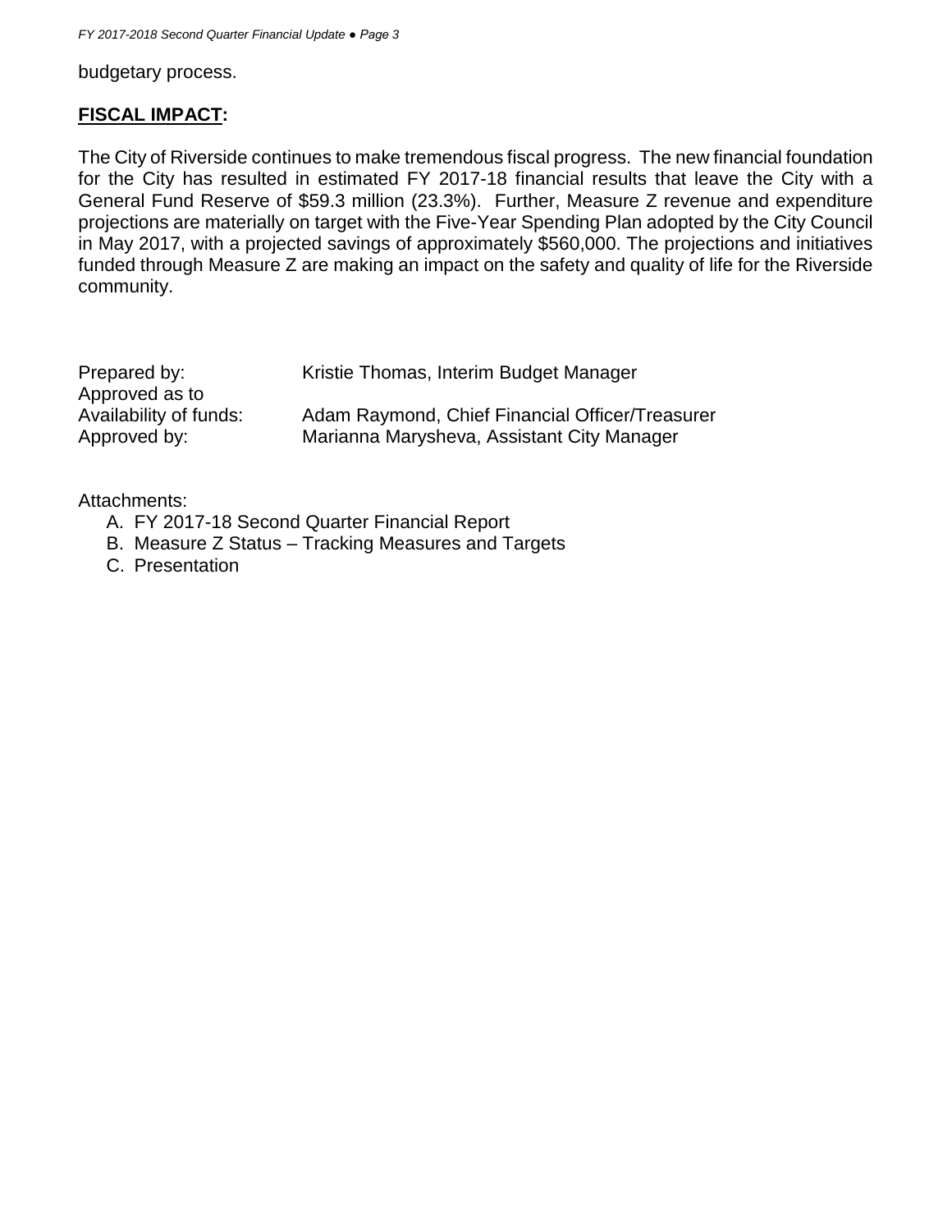budgetary process.

**FISCAL IMPACT:**

The City of Riverside continues to make tremendous fiscal progress. The new financial foundation for the City has resulted in estimated FY 2017-18 financial results that leave the City with a General Fund Reserve of $59.3 million (23.3%). Further, Measure Z revenue and expenditure projections are materially on target with the Five-Year Spending Plan adopted by the City Council in May 2017, with a projected savings of approximately $560,000. The projections and initiatives funded through Measure Z are making an impact on the safety and quality of life for the Riverside community.

| | |
|---|---|
| Prepared by: | Kristie Thomas, Interim Budget Manager |
| Approved as to Availability of funds: | Adam Raymond, Chief Financial Officer/Treasurer |
| Approved by: | Marianna Marysheva, Assistant City Manager |

Attachments:

A. FY 2017-18 Second Quarter Financial Report
B. Measure Z Status – Tracking Measures and Targets
C. Presentation